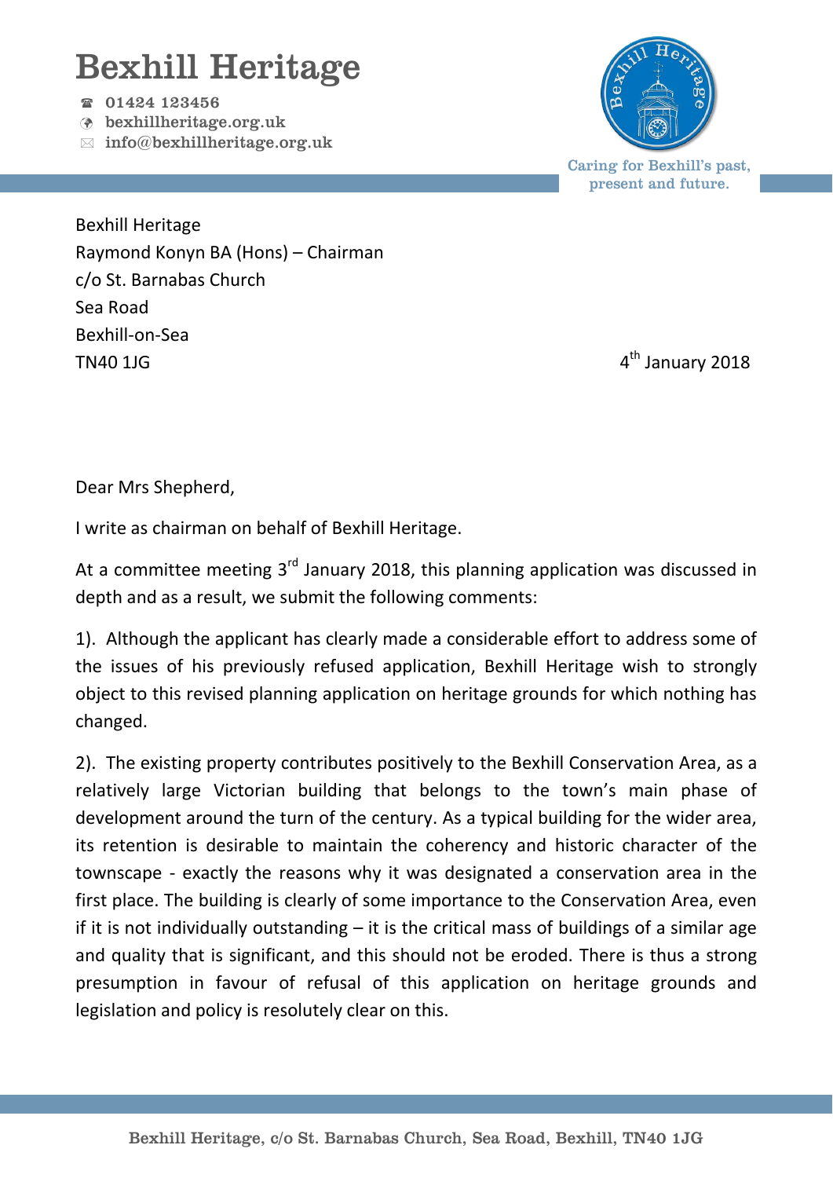# Bexhill Heritage

☎ 01424 123456
bexhillheritage.org.uk
✉ info@bexhillheritage.org.uk

Caring for Bexhill's past, present and future.

Bexhill Heritage
Raymond Konyn BA (Hons) – Chairman
c/o St. Barnabas Church
Sea Road
Bexhill-on-Sea
TN40 1JG

4th January 2018

Dear Mrs Shepherd,

I write as chairman on behalf of Bexhill Heritage.

At a committee meeting 3rd January 2018, this planning application was discussed in depth and as a result, we submit the following comments:

1). Although the applicant has clearly made a considerable effort to address some of the issues of his previously refused application, Bexhill Heritage wish to strongly object to this revised planning application on heritage grounds for which nothing has changed.

2). The existing property contributes positively to the Bexhill Conservation Area, as a relatively large Victorian building that belongs to the town's main phase of development around the turn of the century. As a typical building for the wider area, its retention is desirable to maintain the coherency and historic character of the townscape - exactly the reasons why it was designated a conservation area in the first place. The building is clearly of some importance to the Conservation Area, even if it is not individually outstanding – it is the critical mass of buildings of a similar age and quality that is significant, and this should not be eroded. There is thus a strong presumption in favour of refusal of this application on heritage grounds and legislation and policy is resolutely clear on this.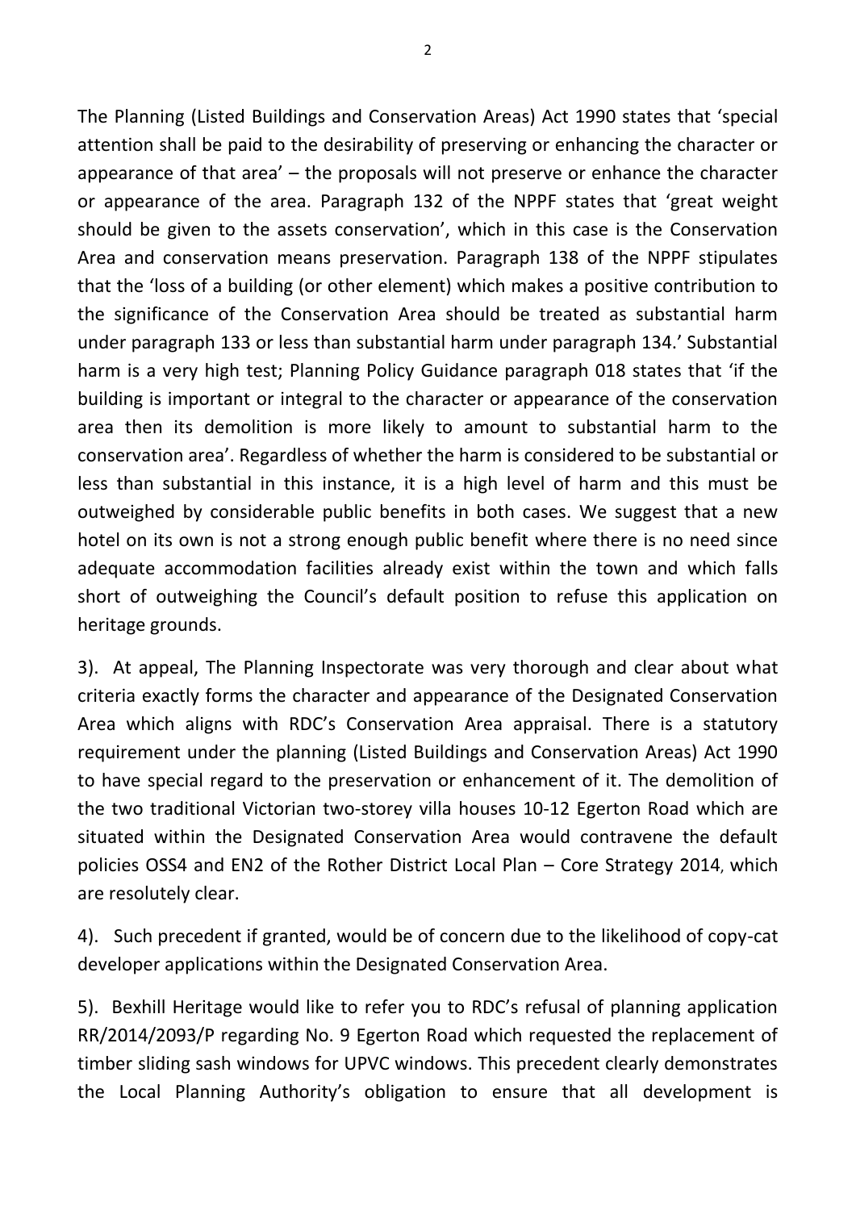The Planning (Listed Buildings and Conservation Areas) Act 1990 states that 'special attention shall be paid to the desirability of preserving or enhancing the character or appearance of that area' – the proposals will not preserve or enhance the character or appearance of the area. Paragraph 132 of the NPPF states that 'great weight should be given to the assets conservation', which in this case is the Conservation Area and conservation means preservation. Paragraph 138 of the NPPF stipulates that the 'loss of a building (or other element) which makes a positive contribution to the significance of the Conservation Area should be treated as substantial harm under paragraph 133 or less than substantial harm under paragraph 134.' Substantial harm is a very high test; Planning Policy Guidance paragraph 018 states that 'if the building is important or integral to the character or appearance of the conservation area then its demolition is more likely to amount to substantial harm to the conservation area'. Regardless of whether the harm is considered to be substantial or less than substantial in this instance, it is a high level of harm and this must be outweighed by considerable public benefits in both cases. We suggest that a new hotel on its own is not a strong enough public benefit where there is no need since adequate accommodation facilities already exist within the town and which falls short of outweighing the Council's default position to refuse this application on heritage grounds.

3). At appeal, The Planning Inspectorate was very thorough and clear about what criteria exactly forms the character and appearance of the Designated Conservation Area which aligns with RDC's Conservation Area appraisal. There is a statutory requirement under the planning (Listed Buildings and Conservation Areas) Act 1990 to have special regard to the preservation or enhancement of it. The demolition of the two traditional Victorian two-storey villa houses 10-12 Egerton Road which are situated within the Designated Conservation Area would contravene the default policies OSS4 and EN2 of the Rother District Local Plan – Core Strategy 2014, which are resolutely clear.

4). Such precedent if granted, would be of concern due to the likelihood of copy-cat developer applications within the Designated Conservation Area.

5). Bexhill Heritage would like to refer you to RDC's refusal of planning application RR/2014/2093/P regarding No. 9 Egerton Road which requested the replacement of timber sliding sash windows for UPVC windows. This precedent clearly demonstrates the Local Planning Authority's obligation to ensure that all development is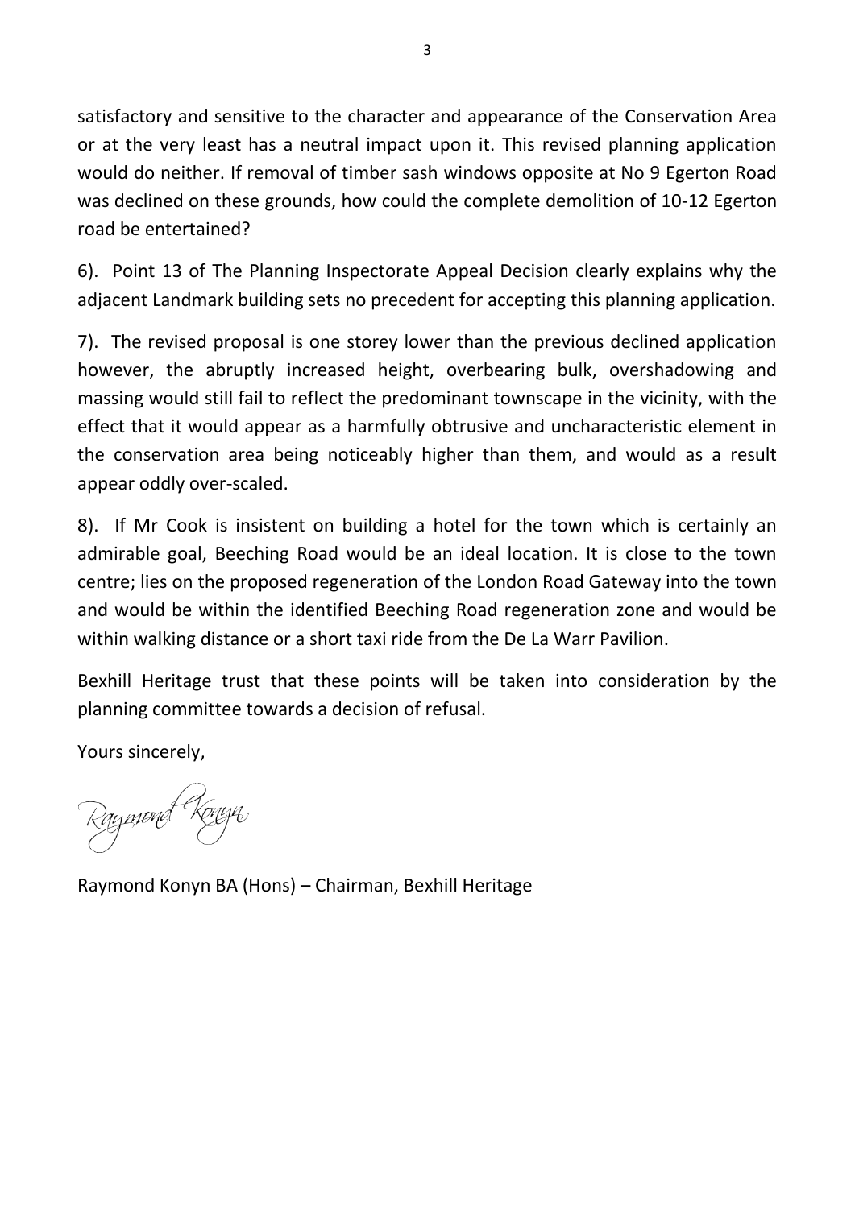satisfactory and sensitive to the character and appearance of the Conservation Area or at the very least has a neutral impact upon it. This revised planning application would do neither. If removal of timber sash windows opposite at No 9 Egerton Road was declined on these grounds, how could the complete demolition of 10-12 Egerton road be entertained?

6). Point 13 of The Planning Inspectorate Appeal Decision clearly explains why the adjacent Landmark building sets no precedent for accepting this planning application.

7). The revised proposal is one storey lower than the previous declined application however, the abruptly increased height, overbearing bulk, overshadowing and massing would still fail to reflect the predominant townscape in the vicinity, with the effect that it would appear as a harmfully obtrusive and uncharacteristic element in the conservation area being noticeably higher than them, and would as a result appear oddly over-scaled.

8). If Mr Cook is insistent on building a hotel for the town which is certainly an admirable goal, Beeching Road would be an ideal location. It is close to the town centre; lies on the proposed regeneration of the London Road Gateway into the town and would be within the identified Beeching Road regeneration zone and would be within walking distance or a short taxi ride from the De La Warr Pavilion.

Bexhill Heritage trust that these points will be taken into consideration by the planning committee towards a decision of refusal.

Yours sincerely,

Raymond Konyn

Raymond Konyn BA (Hons) – Chairman, Bexhill Heritage